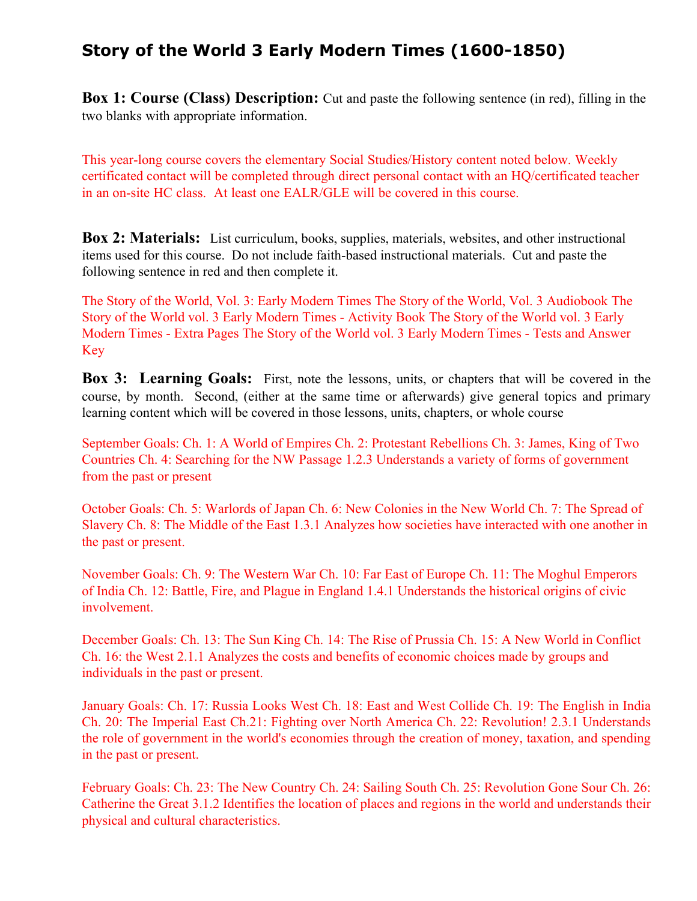# Story of the World 3 Early Modern Times (1600-1850)

**Box 1: Course (Class) Description:** Cut and paste the following sentence (in red), filling in the two blanks with appropriate information.

This year-long course covers the elementary Social Studies/History content noted below. Weekly certificated contact will be completed through direct personal contact with an HQ/certificated teacher in an on-site HC class. At least one EALR/GLE will be covered in this course.

**Box 2: Materials:** List curriculum, books, supplies, materials, websites, and other instructional items used for this course. Do not include faith-based instructional materials. Cut and paste the following sentence in red and then complete it.

The Story of the World, Vol. 3: Early Modern Times The Story of the World, Vol. 3 Audiobook The Story of the World vol. 3 Early Modern Times - Activity Book The Story of the World vol. 3 Early Modern Times - Extra Pages The Story of the World vol. 3 Early Modern Times - Tests and Answer Key

**Box 3: Learning Goals:** First, note the lessons, units, or chapters that will be covered in the course, by month. Second, (either at the same time or afterwards) give general topics and primary learning content which will be covered in those lessons, units, chapters, or whole course

September Goals: Ch. 1: A World of Empires Ch. 2: Protestant Rebellions Ch. 3: James, King of Two Countries Ch. 4: Searching for the NW Passage 1.2.3 Understands a variety of forms of government from the past or present

October Goals: Ch. 5: Warlords of Japan Ch. 6: New Colonies in the New World Ch. 7: The Spread of Slavery Ch. 8: The Middle of the East 1.3.1 Analyzes how societies have interacted with one another in the past or present.

November Goals: Ch. 9: The Western War Ch. 10: Far East of Europe Ch. 11: The Moghul Emperors of India Ch. 12: Battle, Fire, and Plague in England 1.4.1 Understands the historical origins of civic involvement.

December Goals: Ch. 13: The Sun King Ch. 14: The Rise of Prussia Ch. 15: A New World in Conflict Ch. 16: the West 2.1.1 Analyzes the costs and benefits of economic choices made by groups and individuals in the past or present.

January Goals: Ch. 17: Russia Looks West Ch. 18: East and West Collide Ch. 19: The English in India Ch. 20: The Imperial East Ch.21: Fighting over North America Ch. 22: Revolution! 2.3.1 Understands the role of government in the world's economies through the creation of money, taxation, and spending in the past or present.

February Goals: Ch. 23: The New Country Ch. 24: Sailing South Ch. 25: Revolution Gone Sour Ch. 26: Catherine the Great 3.1.2 Identifies the location of places and regions in the world and understands their physical and cultural characteristics.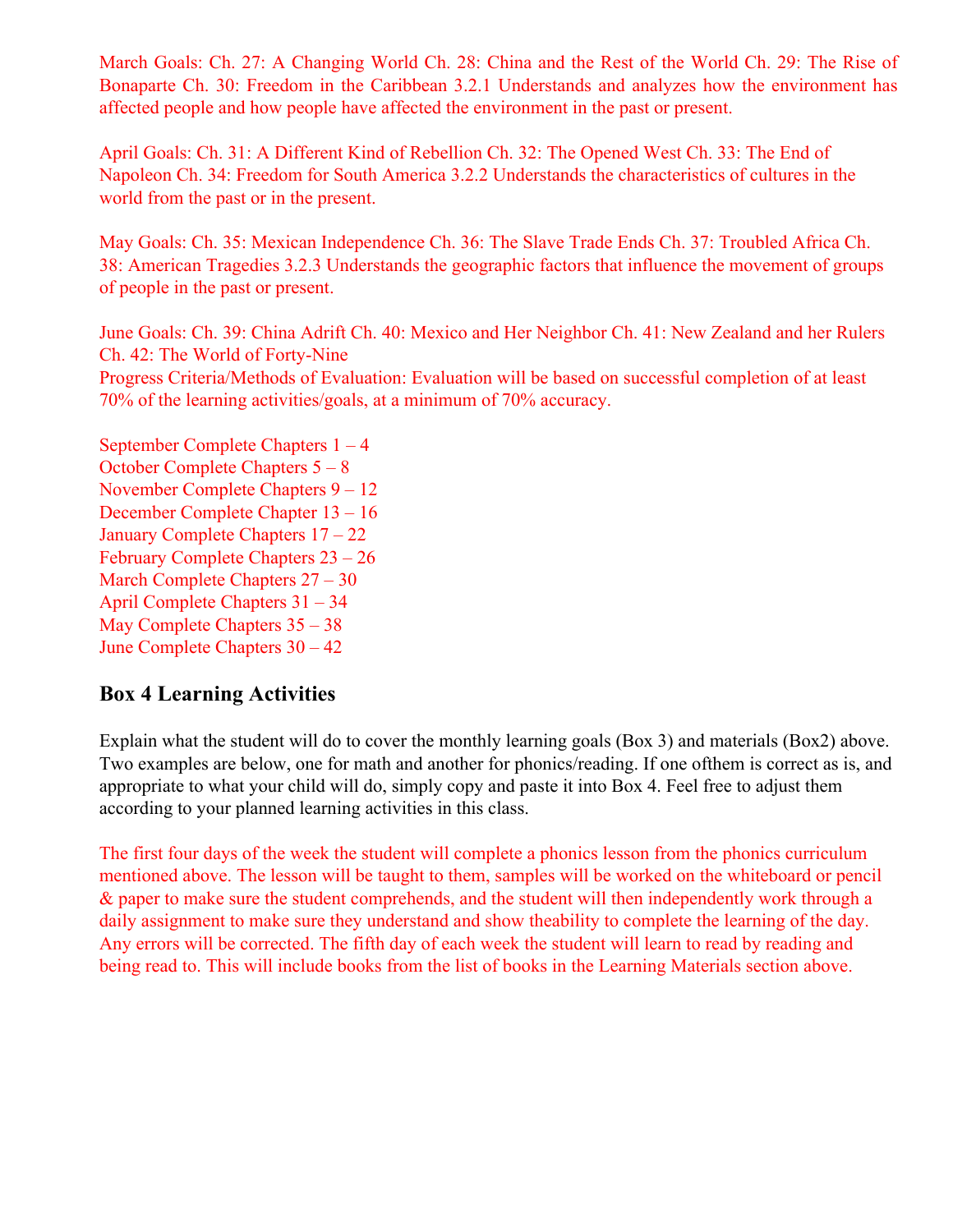March Goals: Ch. 27: A Changing World Ch. 28: China and the Rest of the World Ch. 29: The Rise of Bonaparte Ch. 30: Freedom in the Caribbean 3.2.1 Understands and analyzes how the environment has affected people and how people have affected the environment in the past or present.

April Goals: Ch. 31: A Different Kind of Rebellion Ch. 32: The Opened West Ch. 33: The End of Napoleon Ch. 34: Freedom for South America 3.2.2 Understands the characteristics of cultures in the world from the past or in the present.

May Goals: Ch. 35: Mexican Independence Ch. 36: The Slave Trade Ends Ch. 37: Troubled Africa Ch. 38: American Tragedies 3.2.3 Understands the geographic factors that influence the movement of groups of people in the past or present.

June Goals: Ch. 39: China Adrift Ch. 40: Mexico and Her Neighbor Ch. 41: New Zealand and her Rulers Ch. 42: The World of Forty-Nine
Progress Criteria/Methods of Evaluation: Evaluation will be based on successful completion of at least 70% of the learning activities/goals, at a minimum of 70% accuracy.

September Complete Chapters 1 – 4
October Complete Chapters 5 – 8
November Complete Chapters 9 – 12
December Complete Chapter 13 – 16
January Complete Chapters 17 – 22
February Complete Chapters 23 – 26
March Complete Chapters 27 – 30
April Complete Chapters 31 – 34
May Complete Chapters 35 – 38
June Complete Chapters 30 – 42

### Box 4 Learning Activities

Explain what the student will do to cover the monthly learning goals (Box 3) and materials (Box2) above. Two examples are below, one for math and another for phonics/reading. If one ofthem is correct as is, and appropriate to what your child will do, simply copy and paste it into Box 4. Feel free to adjust them according to your planned learning activities in this class.

The first four days of the week the student will complete a phonics lesson from the phonics curriculum mentioned above. The lesson will be taught to them, samples will be worked on the whiteboard or pencil & paper to make sure the student comprehends, and the student will then independently work through a daily assignment to make sure they understand and show theability to complete the learning of the day. Any errors will be corrected. The fifth day of each week the student will learn to read by reading and being read to. This will include books from the list of books in the Learning Materials section above.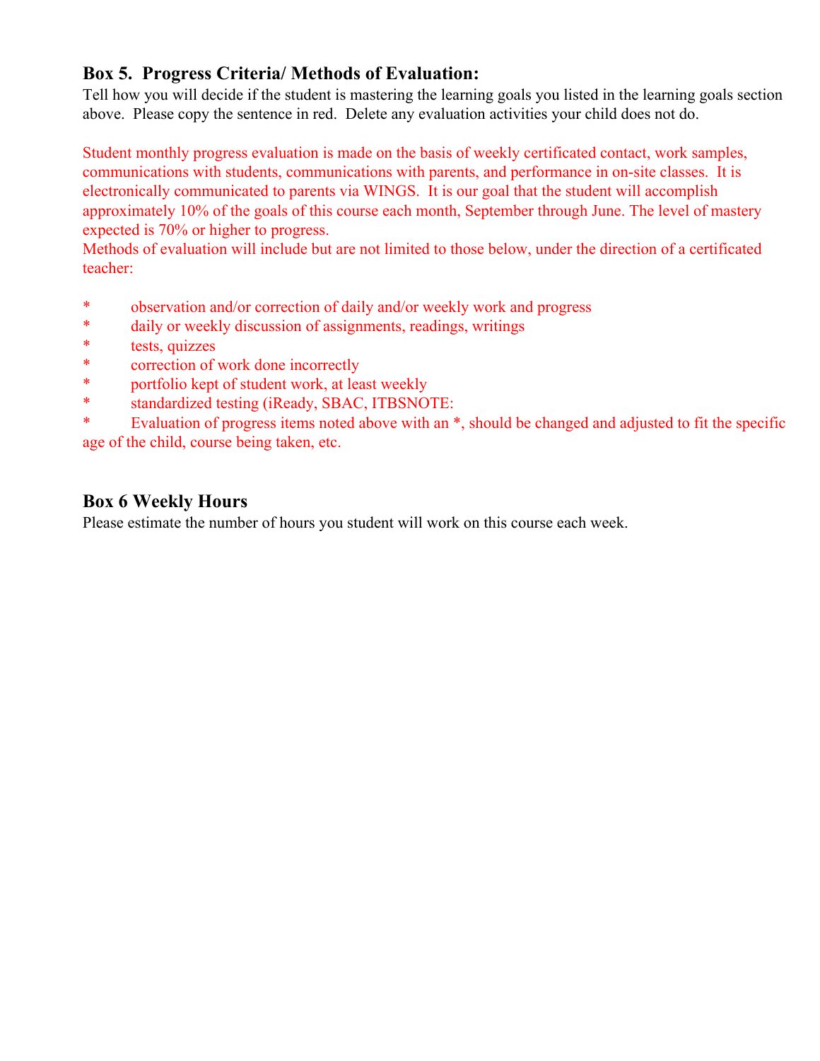## Box 5. Progress Criteria/ Methods of Evaluation:

Tell how you will decide if the student is mastering the learning goals you listed in the learning goals section above. Please copy the sentence in red. Delete any evaluation activities your child does not do.

Student monthly progress evaluation is made on the basis of weekly certificated contact, work samples, communications with students, communications with parents, and performance in on-site classes. It is electronically communicated to parents via WINGS. It is our goal that the student will accomplish approximately 10% of the goals of this course each month, September through June. The level of mastery expected is 70% or higher to progress.
Methods of evaluation will include but are not limited to those below, under the direction of a certificated teacher:

* observation and/or correction of daily and/or weekly work and progress
* daily or weekly discussion of assignments, readings, writings
* tests, quizzes
* correction of work done incorrectly
* portfolio kept of student work, at least weekly
* standardized testing (iReady, SBAC, ITBSNOTE:
* Evaluation of progress items noted above with an *, should be changed and adjusted to fit the specific age of the child, course being taken, etc.

## Box 6 Weekly Hours

Please estimate the number of hours you student will work on this course each week.